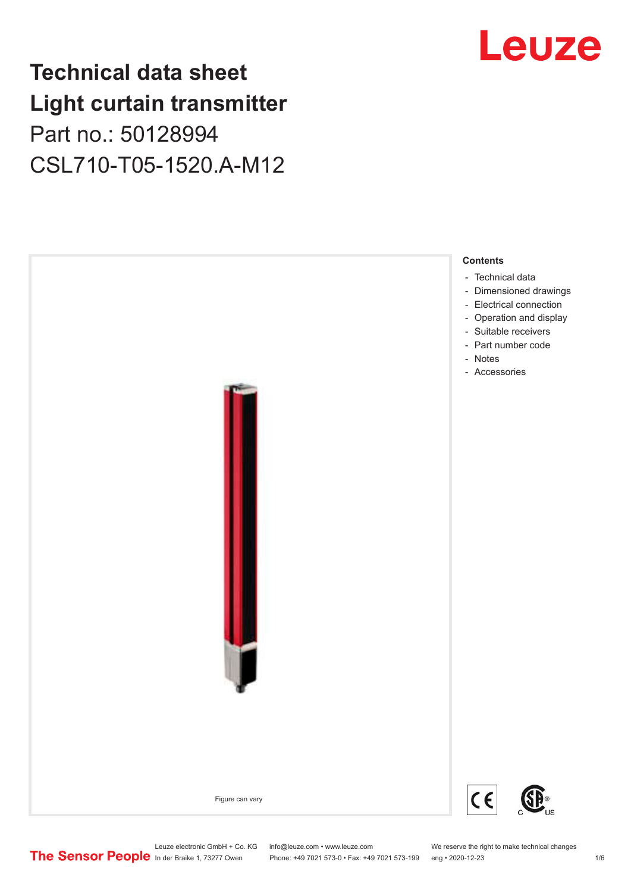# Technical data sheet
# Light curtain transmitter

Part no.: 50128994

CSL710-T05-1520.A-M12

Figure can vary

**Contents**

- Technical data
- Dimensioned drawings
- Electrical connection
- Operation and display
- Suitable receivers
- Part number code
- Notes
- Accessories

Leuze electronic GmbH + Co. KG
In der Braike 1, 73277 Owen

info@leuze.com • www.leuze.com
Phone: +49 7021 573-0 • Fax: +49 7021 573-199

We reserve the right to make technical changes
eng • 2020-12-23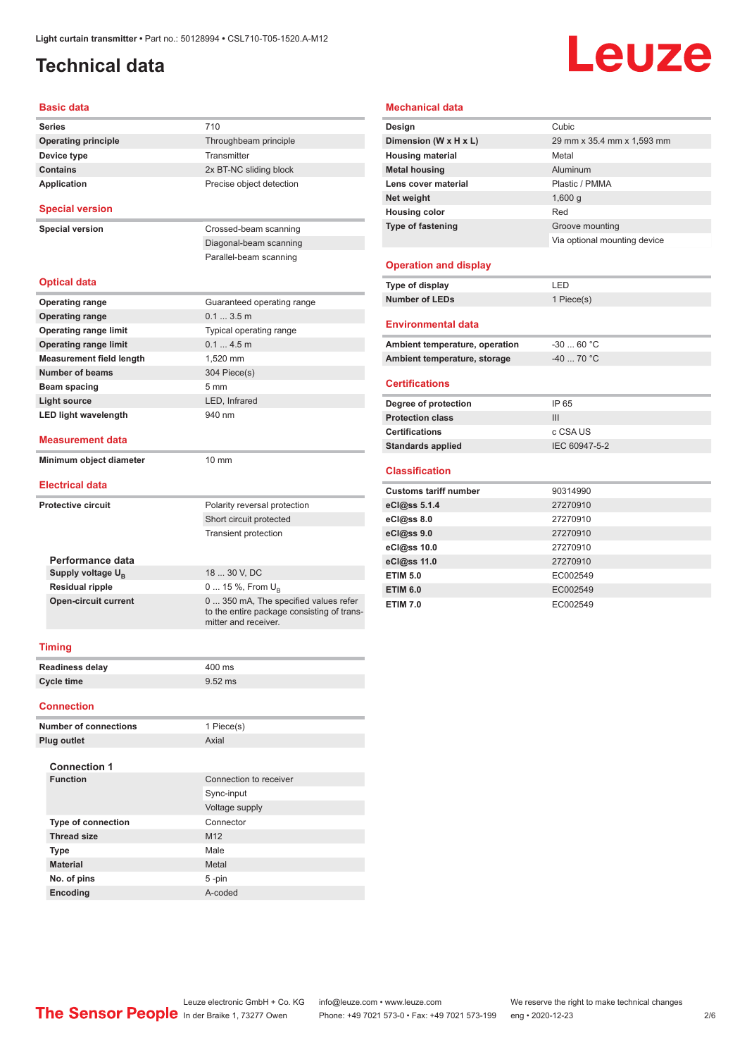# Technical data

## Basic data

| | |
|---|---|
| **Series** | 710 |
| **Operating principle** | Throughbeam principle |
| **Device type** | Transmitter |
| **Contains** | 2x BT-NC sliding block |
| **Application** | Precise object detection |

## Special version

| | |
|---|---|
| **Special version** | Crossed-beam scanning |
| | Diagonal-beam scanning |
| | Parallel-beam scanning |

## Optical data

| | |
|---|---|
| **Operating range** | Guaranteed operating range |
| **Operating range** | 0.1 ... 3.5 m |
| **Operating range limit** | Typical operating range |
| **Operating range limit** | 0.1 ... 4.5 m |
| **Measurement field length** | 1,520 mm |
| **Number of beams** | 304 Piece(s) |
| **Beam spacing** | 5 mm |
| **Light source** | LED, Infrared |
| **LED light wavelength** | 940 nm |

## Measurement data

| | |
|---|---|
| **Minimum object diameter** | 10 mm |

## Electrical data

| | |
|---|---|
| **Protective circuit** | Polarity reversal protection |
| | Short circuit protected |
| | Transient protection |

### Performance data

| | |
|---|---|
| **Supply voltage $U_B$** | 18 ... 30 V, DC |
| **Residual ripple** | 0 ... 15 %, From $U_B$ |
| **Open-circuit current** | 0 ... 350 mA, The specified values refer to the entire package consisting of transmitter and receiver. |

## Timing

| | |
|---|---|
| **Readiness delay** | 400 ms |
| **Cycle time** | 9.52 ms |

## Connection

| | |
|---|---|
| **Number of connections** | 1 Piece(s) |
| **Plug outlet** | Axial |

### Connection 1

| | |
|---|---|
| **Function** | Connection to receiver |
| | Sync-input |
| | Voltage supply |
| **Type of connection** | Connector |
| **Thread size** | M12 |
| **Type** | Male |
| **Material** | Metal |
| **No. of pins** | 5 -pin |
| **Encoding** | A-coded |

## Mechanical data

| | |
|---|---|
| **Design** | Cubic |
| **Dimension (W x H x L)** | 29 mm x 35.4 mm x 1,593 mm |
| **Housing material** | Metal |
| **Metal housing** | Aluminum |
| **Lens cover material** | Plastic / PMMA |
| **Net weight** | 1,600 g |
| **Housing color** | Red |
| **Type of fastening** | Groove mounting |
| | Via optional mounting device |

## Operation and display

| | |
|---|---|
| **Type of display** | LED |
| **Number of LEDs** | 1 Piece(s) |

## Environmental data

| | |
|---|---|
| **Ambient temperature, operation** | -30 ... 60 °C |
| **Ambient temperature, storage** | -40 ... 70 °C |

## Certifications

| | |
|---|---|
| **Degree of protection** | IP 65 |
| **Protection class** | III |
| **Certifications** | c CSA US |
| **Standards applied** | IEC 60947-5-2 |

## Classification

| | |
|---|---|
| **Customs tariff number** | 90314990 |
| **eCl@ss 5.1.4** | 27270910 |
| **eCl@ss 8.0** | 27270910 |
| **eCl@ss 9.0** | 27270910 |
| **eCl@ss 10.0** | 27270910 |
| **eCl@ss 11.0** | 27270910 |
| **ETIM 5.0** | EC002549 |
| **ETIM 6.0** | EC002549 |
| **ETIM 7.0** | EC002549 |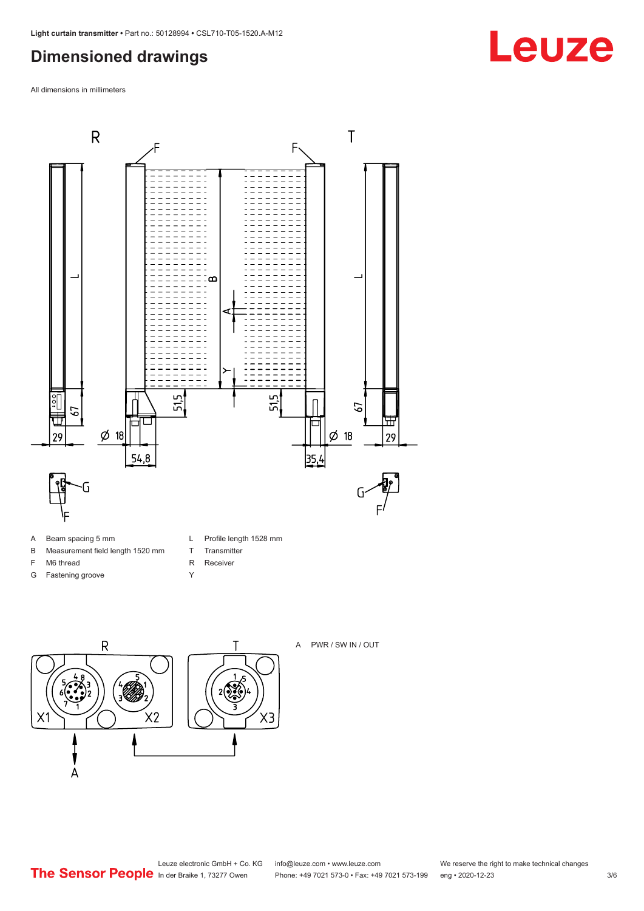# Dimensioned drawings

All dimensions in millimeters

| | | | |
|---|---|---|---|
| A | Beam spacing 5 mm | L | Profile length 1528 mm |
| B | Measurement field length 1520 mm | T | Transmitter |
| F | M6 thread | R | Receiver |
| G | Fastening groove | Y | |

A PWR / SW IN / OUT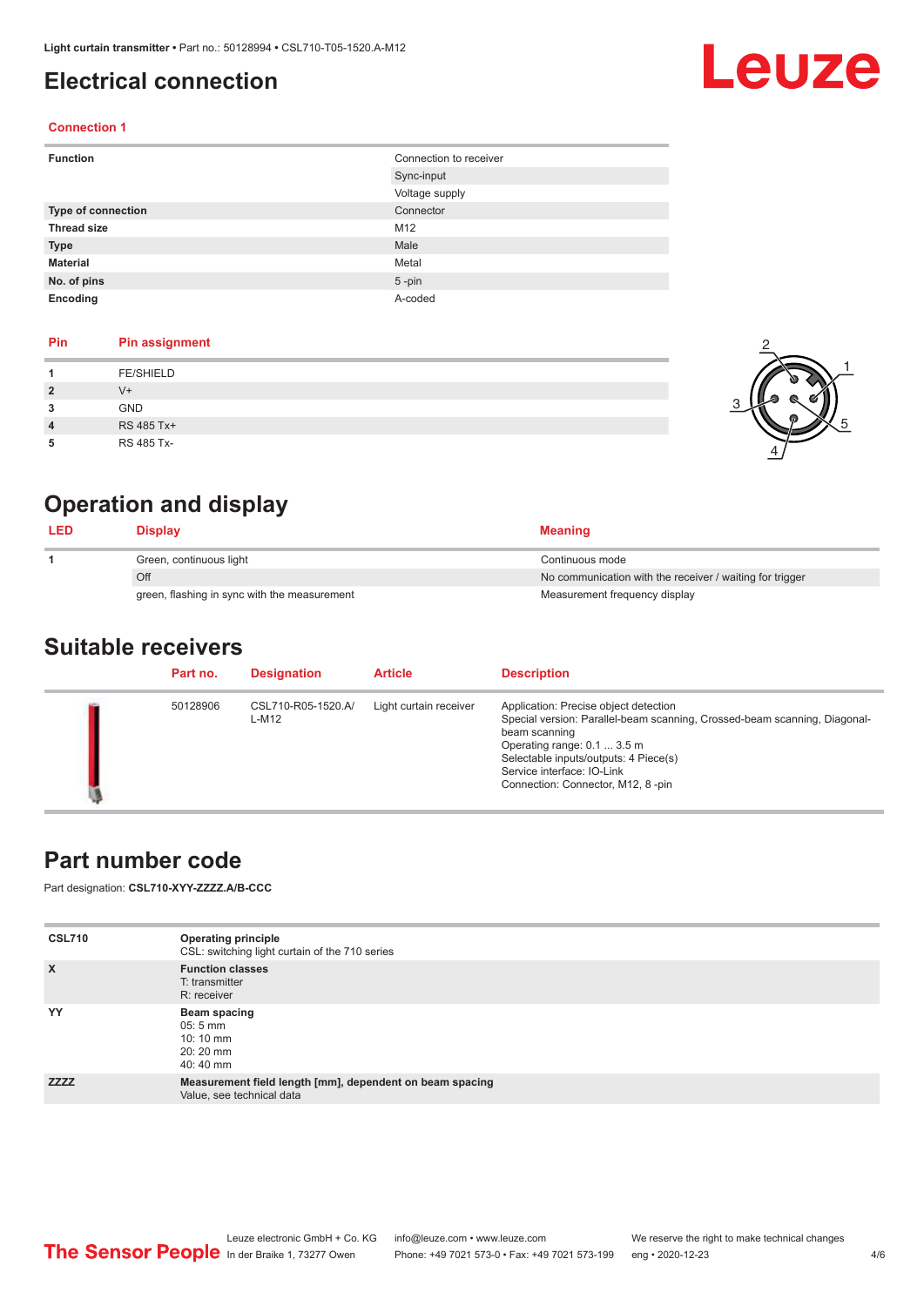# Electrical connection

**Connection 1**

| | |
|---|---|
| **Function** | Connection to receiver |
| | Sync-input |
| | Voltage supply |
| **Type of connection** | Connector |
| **Thread size** | M12 |
| **Type** | Male |
| **Material** | Metal |
| **No. of pins** | 5 -pin |
| **Encoding** | A-coded |

| Pin | Pin assignment |
|---|---|
| **1** | FE/SHIELD |
| **2** | V+ |
| **3** | GND |
| **4** | RS 485 Tx+ |
| **5** | RS 485 Tx- |

# Operation and display

| LED | Display | Meaning |
|---|---|---|
| **1** | Green, continuous light | Continuous mode |
| | Off | No communication with the receiver / waiting for trigger |
| | green, flashing in sync with the measurement | Measurement frequency display |

# Suitable receivers

| | Part no. | Designation | Article | Description |
|---|---|---|---|---|
| | 50128906 | CSL710-R05-1520.A/L-M12 | Light curtain receiver | Application: Precise object detection<br>Special version: Parallel-beam scanning, Crossed-beam scanning, Diagonal-beam scanning<br>Operating range: 0.1 ... 3.5 m<br>Selectable inputs/outputs: 4 Piece(s)<br>Service interface: IO-Link<br>Connection: Connector, M12, 8 -pin |

# Part number code

Part designation: **CSL710-XYY-ZZZZ.A/B-CCC**

| | |
|---|---|
| **CSL710** | **Operating principle**<br>CSL: switching light curtain of the 710 series |
| **X** | **Function classes**<br>T: transmitter<br>R: receiver |
| **YY** | **Beam spacing**<br>05: 5 mm<br>10: 10 mm<br>20: 20 mm<br>40: 40 mm |
| **ZZZZ** | **Measurement field length [mm], dependent on beam spacing**<br>Value, see technical data |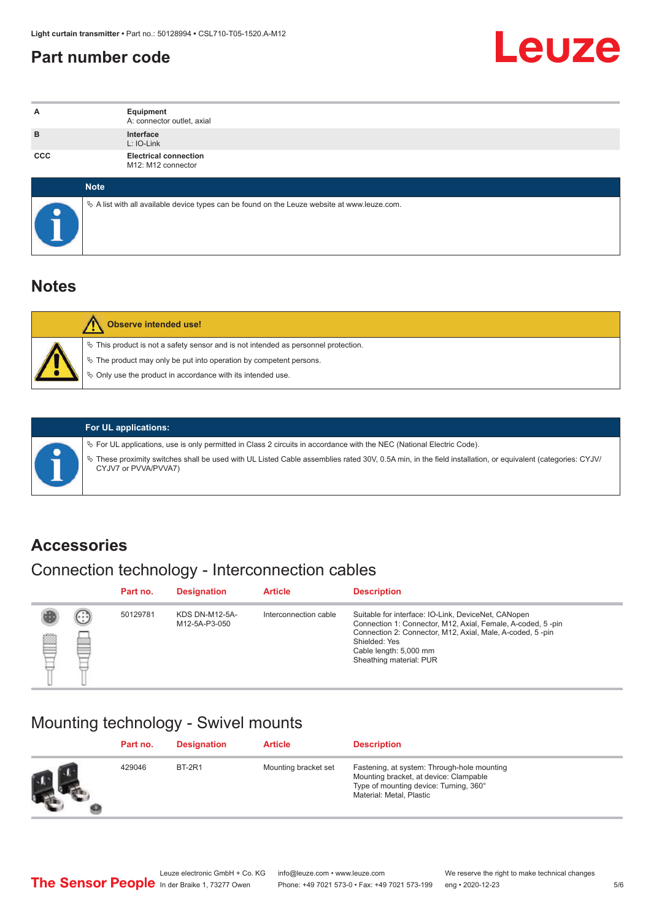## Part number code

| | |
|---|---|
| A | **Equipment**<br>A: connector outlet, axial |
| B | **Interface**<br>L: IO-Link |
| CCC | **Electrical connection**<br>M12: M12 connector |

**Note**

- A list with all available device types can be found on the Leuze website at www.leuze.com.

## Notes

**Observe intended use!**

- This product is not a safety sensor and is not intended as personnel protection.
- The product may only be put into operation by competent persons.
- Only use the product in accordance with its intended use.

**For UL applications:**

- For UL applications, use is only permitted in Class 2 circuits in accordance with the NEC (National Electric Code).
- These proximity switches shall be used with UL Listed Cable assemblies rated 30V, 0.5A min, in the field installation, or equivalent (categories: CYJV/ CYJV7 or PVVA/PVVA7)

## Accessories

### Connection technology - Interconnection cables

| Part no. | Designation | Article | Description |
|---|---|---|---|
| 50129781 | KDS DN-M12-5A-M12-5A-P3-050 | Interconnection cable | Suitable for interface: IO-Link, DeviceNet, CANopen<br>Connection 1: Connector, M12, Axial, Female, A-coded, 5 -pin<br>Connection 2: Connector, M12, Axial, Male, A-coded, 5 -pin<br>Shielded: Yes<br>Cable length: 5,000 mm<br>Sheathing material: PUR |

### Mounting technology - Swivel mounts

| Part no. | Designation | Article | Description |
|---|---|---|---|
| 429046 | BT-2R1 | Mounting bracket set | Fastening, at system: Through-hole mounting<br>Mounting bracket, at device: Clampable<br>Type of mounting device: Turning, 360°<br>Material: Metal, Plastic |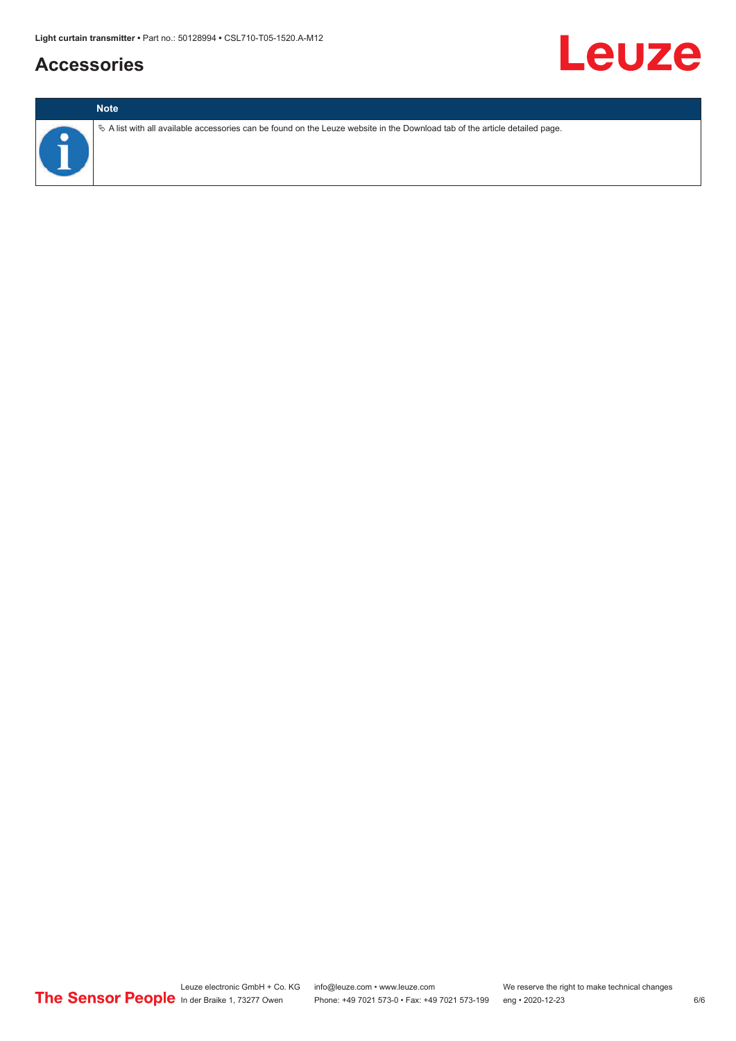## Accessories

**Note**

↬ A list with all available accessories can be found on the Leuze website in the Download tab of the article detailed page.